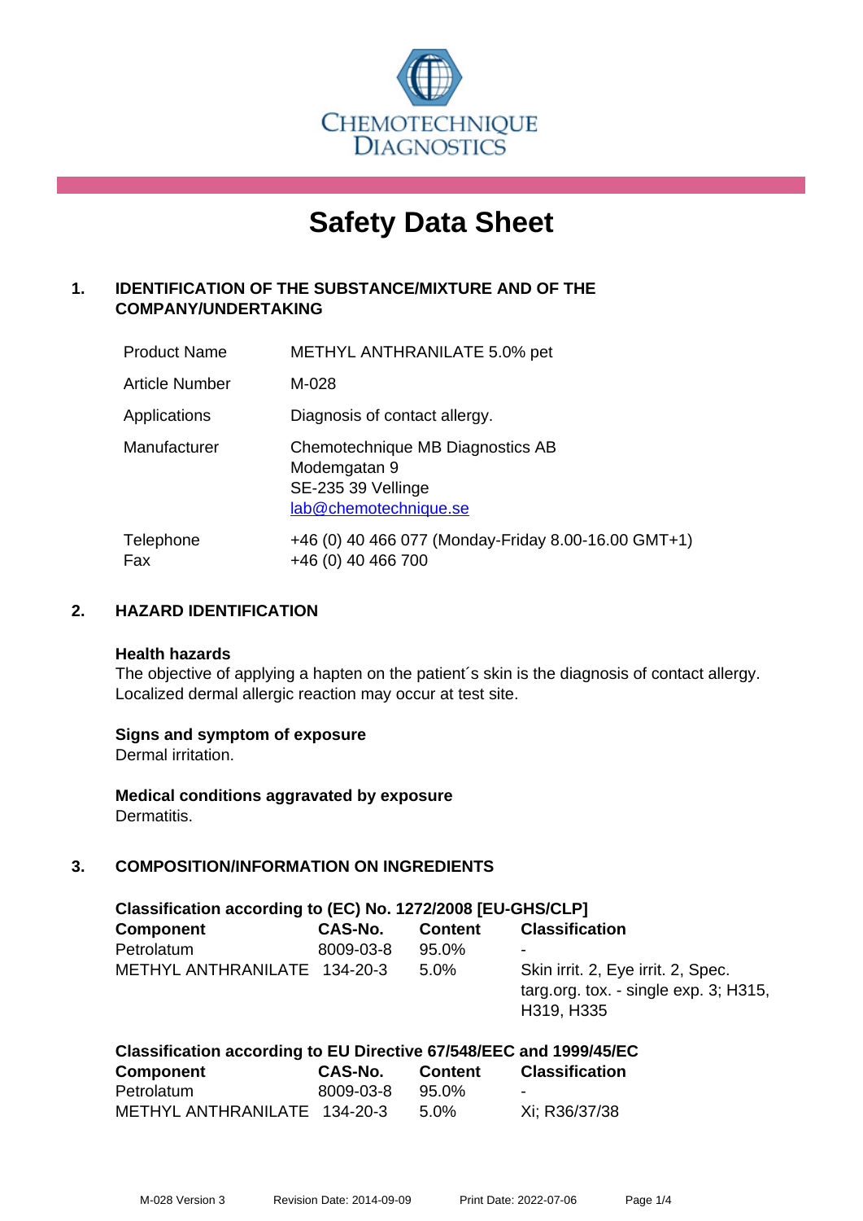CHEMOTECHNIQUE DIAGNOSTICS

# Safety Data Sheet

## 1. IDENTIFICATION OF THE SUBSTANCE/MIXTURE AND OF THE COMPANY/UNDERTAKING

| | |
|---|---|
| Product Name | METHYL ANTHRANILATE 5.0% pet |
| Article Number | M-028 |
| Applications | Diagnosis of contact allergy. |
| Manufacturer | Chemotechnique MB Diagnostics AB<br>Modemgatan 9<br>SE-235 39 Vellinge<br>lab@chemotechnique.se |
| Telephone<br>Fax | +46 (0) 40 466 077 (Monday-Friday 8.00-16.00 GMT+1)<br>+46 (0) 40 466 700 |

## 2. HAZARD IDENTIFICATION

**Health hazards**
The objective of applying a hapten on the patient´s skin is the diagnosis of contact allergy. Localized dermal allergic reaction may occur at test site.

**Signs and symptom of exposure**
Dermal irritation.

**Medical conditions aggravated by exposure**
Dermatitis.

## 3. COMPOSITION/INFORMATION ON INGREDIENTS

**Classification according to (EC) No. 1272/2008 [EU-GHS/CLP]**

| Component | CAS-No. | Content | Classification |
|---|---|---|---|
| Petrolatum | 8009-03-8 | 95.0% | - |
| METHYL ANTHRANILATE | 134-20-3 | 5.0% | Skin irrit. 2, Eye irrit. 2, Spec. targ.org. tox. - single exp. 3; H315, H319, H335 |

**Classification according to EU Directive 67/548/EEC and 1999/45/EC**

| Component | CAS-No. | Content | Classification |
|---|---|---|---|
| Petrolatum | 8009-03-8 | 95.0% | - |
| METHYL ANTHRANILATE | 134-20-3 | 5.0% | Xi; R36/37/38 |

M-028 Version 3 Revision Date: 2014-09-09 Print Date: 2022-07-06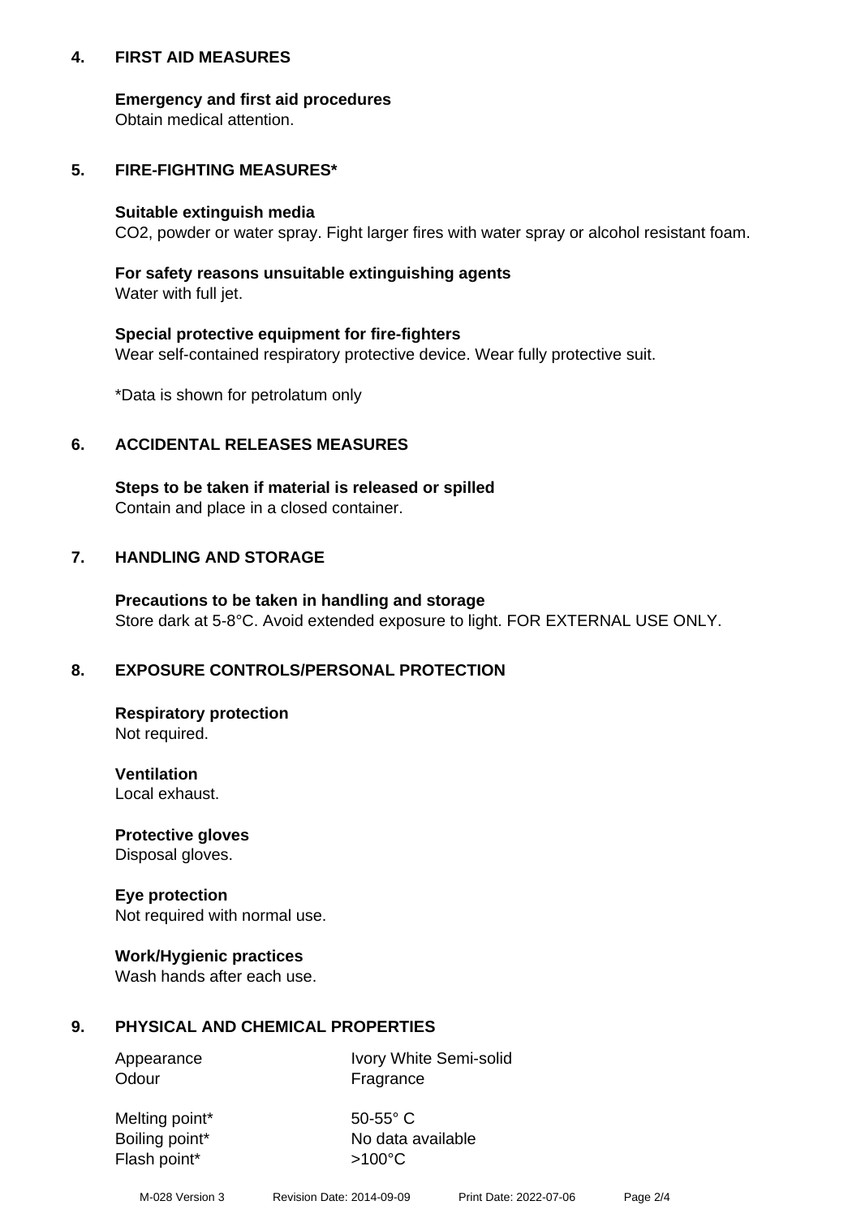## 4. FIRST AID MEASURES

**Emergency and first aid procedures**
Obtain medical attention.

## 5. FIRE-FIGHTING MEASURES*

**Suitable extinguish media**
$CO_2$, powder or water spray. Fight larger fires with water spray or alcohol resistant foam.

**For safety reasons unsuitable extinguishing agents**
Water with full jet.

**Special protective equipment for fire-fighters**
Wear self-contained respiratory protective device. Wear fully protective suit.

*Data is shown for petrolatum only

## 6. ACCIDENTAL RELEASES MEASURES

**Steps to be taken if material is released or spilled**
Contain and place in a closed container.

## 7. HANDLING AND STORAGE

**Precautions to be taken in handling and storage**
Store dark at 5-8°C. Avoid extended exposure to light. FOR EXTERNAL USE ONLY.

## 8. EXPOSURE CONTROLS/PERSONAL PROTECTION

**Respiratory protection**
Not required.

**Ventilation**
Local exhaust.

**Protective gloves**
Disposal gloves.

**Eye protection**
Not required with normal use.

**Work/Hygienic practices**
Wash hands after each use.

## 9. PHYSICAL AND CHEMICAL PROPERTIES

| | |
|---|---|
| Appearance | Ivory White Semi-solid |
| Odour | Fragrance |
| Melting point* | 50-55° C |
| Boiling point* | No data available |
| Flash point* | >100°C |

M-028 Version 3 Revision Date: 2014-09-09 Print Date: 2022-07-06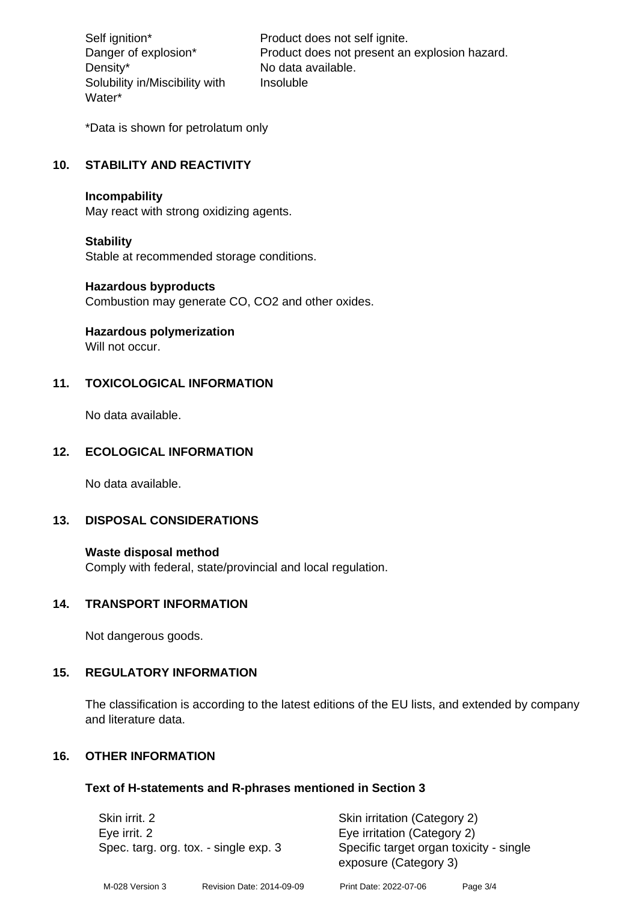| | |
|---|---|
| Self ignition* | Product does not self ignite. |
| Danger of explosion* | Product does not present an explosion hazard. |
| Density* | No data available. |
| Solubility in/Miscibility with Water* | Insoluble |

*Data is shown for petrolatum only

## 10. STABILITY AND REACTIVITY

**Incompability**
May react with strong oxidizing agents.

**Stability**
Stable at recommended storage conditions.

**Hazardous byproducts**
Combustion may generate CO, $CO_2$ and other oxides.

**Hazardous polymerization**
Will not occur.

## 11. TOXICOLOGICAL INFORMATION

No data available.

## 12. ECOLOGICAL INFORMATION

No data available.

## 13. DISPOSAL CONSIDERATIONS

**Waste disposal method**
Comply with federal, state/provincial and local regulation.

## 14. TRANSPORT INFORMATION

Not dangerous goods.

## 15. REGULATORY INFORMATION

The classification is according to the latest editions of the EU lists, and extended by company and literature data.

## 16. OTHER INFORMATION

**Text of H-statements and R-phrases mentioned in Section 3**

| | |
|---|---|
| Skin irrit. 2 | Skin irritation (Category 2) |
| Eye irrit. 2 | Eye irritation (Category 2) |
| Spec. targ. org. tox. - single exp. 3 | Specific target organ toxicity - single exposure (Category 3) |

M-028 Version 3 Revision Date: 2014-09-09 Print Date: 2022-07-06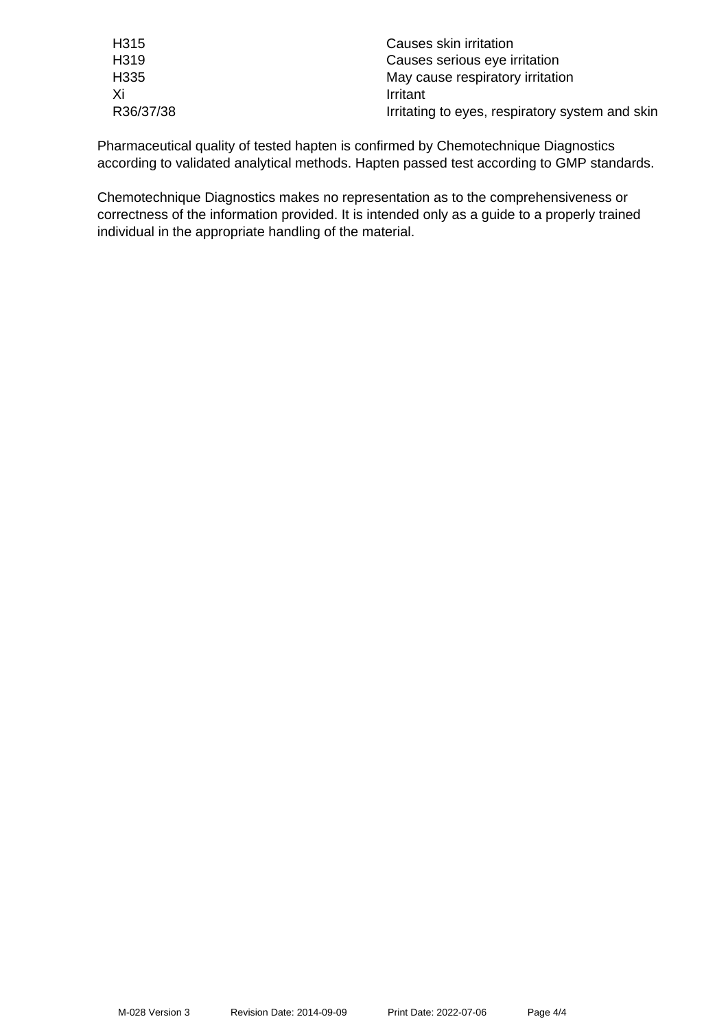| | |
|---|---|
| H315 | Causes skin irritation |
| H319 | Causes serious eye irritation |
| H335 | May cause respiratory irritation |
| Xi | Irritant |
| R36/37/38 | Irritating to eyes, respiratory system and skin |

Pharmaceutical quality of tested hapten is confirmed by Chemotechnique Diagnostics according to validated analytical methods. Hapten passed test according to GMP standards.

Chemotechnique Diagnostics makes no representation as to the comprehensiveness or correctness of the information provided. It is intended only as a guide to a properly trained individual in the appropriate handling of the material.